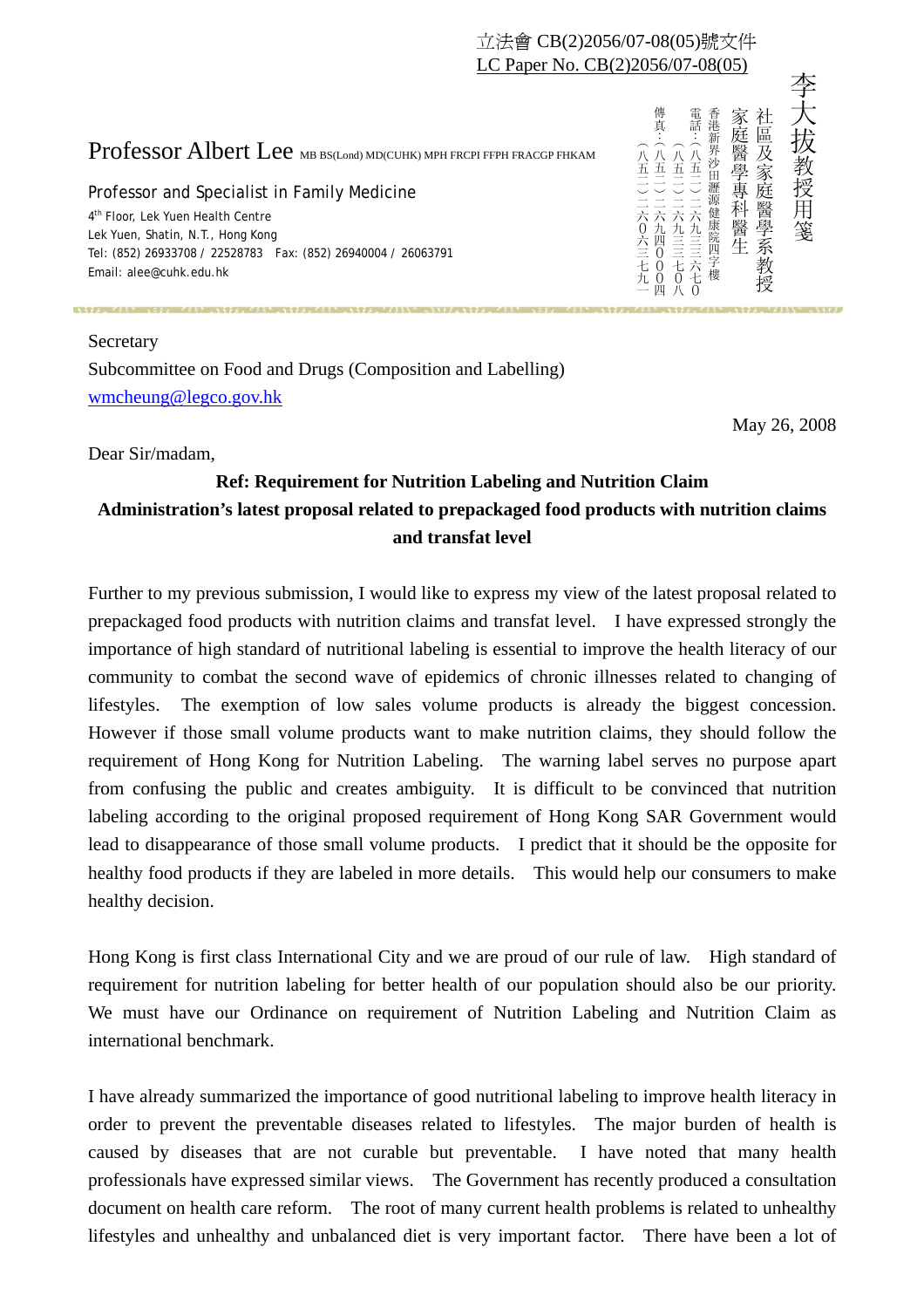立法會 CB(2)2056/07-08(05)號文件
LC Paper No. CB(2)2056/07-08(05)

Professor Albert Lee MB BS(Lond) MD(CUHK) MPH FRCPI FFPH FRACGP FHKAM

Professor and Specialist in Family Medicine
4th Floor, Lek Yuen Health Centre
Lek Yuen, Shatin, N.T., Hong Kong
Tel: (852) 26933708 / 22528783 Fax: (852) 26940004 / 26063791
Email: alee@cuhk.edu.hk

李大拔教授用箋
社區及家庭醫學系教授
家庭醫學專科醫生
香港新界沙田瀝源健康院四字樓
電話：（八五二）二六九三三七０八／（八五二）二二五二八七八三
傳真：（八五二）二六九四０００四／（八五二）二六０六三七九一

Secretary
Subcommittee on Food and Drugs (Composition and Labelling)
wmcheung@legco.gov.hk

May 26, 2008

Dear Sir/madam,

**Ref: Requirement for Nutrition Labeling and Nutrition Claim**
**Administration's latest proposal related to prepackaged food products with nutrition claims and transfat level**

Further to my previous submission, I would like to express my view of the latest proposal related to prepackaged food products with nutrition claims and transfat level. I have expressed strongly the importance of high standard of nutritional labeling is essential to improve the health literacy of our community to combat the second wave of epidemics of chronic illnesses related to changing of lifestyles. The exemption of low sales volume products is already the biggest concession. However if those small volume products want to make nutrition claims, they should follow the requirement of Hong Kong for Nutrition Labeling. The warning label serves no purpose apart from confusing the public and creates ambiguity. It is difficult to be convinced that nutrition labeling according to the original proposed requirement of Hong Kong SAR Government would lead to disappearance of those small volume products. I predict that it should be the opposite for healthy food products if they are labeled in more details. This would help our consumers to make healthy decision.

Hong Kong is first class International City and we are proud of our rule of law. High standard of requirement for nutrition labeling for better health of our population should also be our priority. We must have our Ordinance on requirement of Nutrition Labeling and Nutrition Claim as international benchmark.

I have already summarized the importance of good nutritional labeling to improve health literacy in order to prevent the preventable diseases related to lifestyles. The major burden of health is caused by diseases that are not curable but preventable. I have noted that many health professionals have expressed similar views. The Government has recently produced a consultation document on health care reform. The root of many current health problems is related to unhealthy lifestyles and unhealthy and unbalanced diet is very important factor. There have been a lot of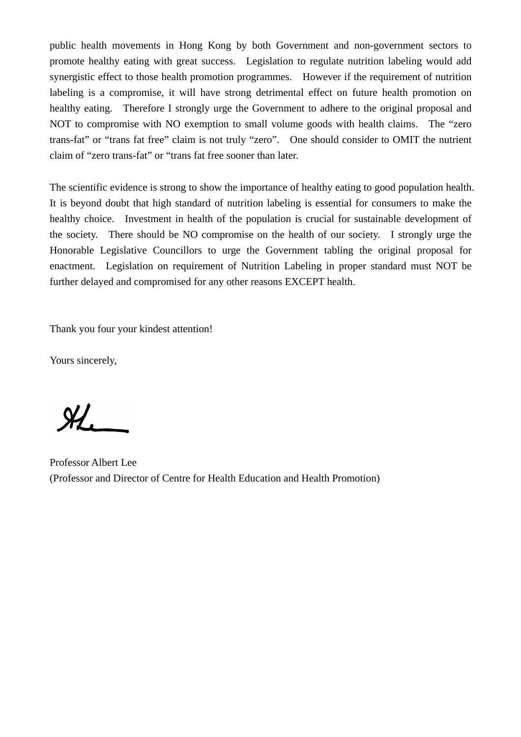public health movements in Hong Kong by both Government and non-government sectors to promote healthy eating with great success. Legislation to regulate nutrition labeling would add synergistic effect to those health promotion programmes. However if the requirement of nutrition labeling is a compromise, it will have strong detrimental effect on future health promotion on healthy eating. Therefore I strongly urge the Government to adhere to the original proposal and NOT to compromise with NO exemption to small volume goods with health claims. The "zero trans-fat" or "trans fat free" claim is not truly "zero". One should consider to OMIT the nutrient claim of "zero trans-fat" or "trans fat free sooner than later.

The scientific evidence is strong to show the importance of healthy eating to good population health. It is beyond doubt that high standard of nutrition labeling is essential for consumers to make the healthy choice. Investment in health of the population is crucial for sustainable development of the society. There should be NO compromise on the health of our society. I strongly urge the Honorable Legislative Councillors to urge the Government tabling the original proposal for enactment. Legislation on requirement of Nutrition Labeling in proper standard must NOT be further delayed and compromised for any other reasons EXCEPT health.

Thank you four your kindest attention!

Yours sincerely,

Professor Albert Lee
(Professor and Director of Centre for Health Education and Health Promotion)